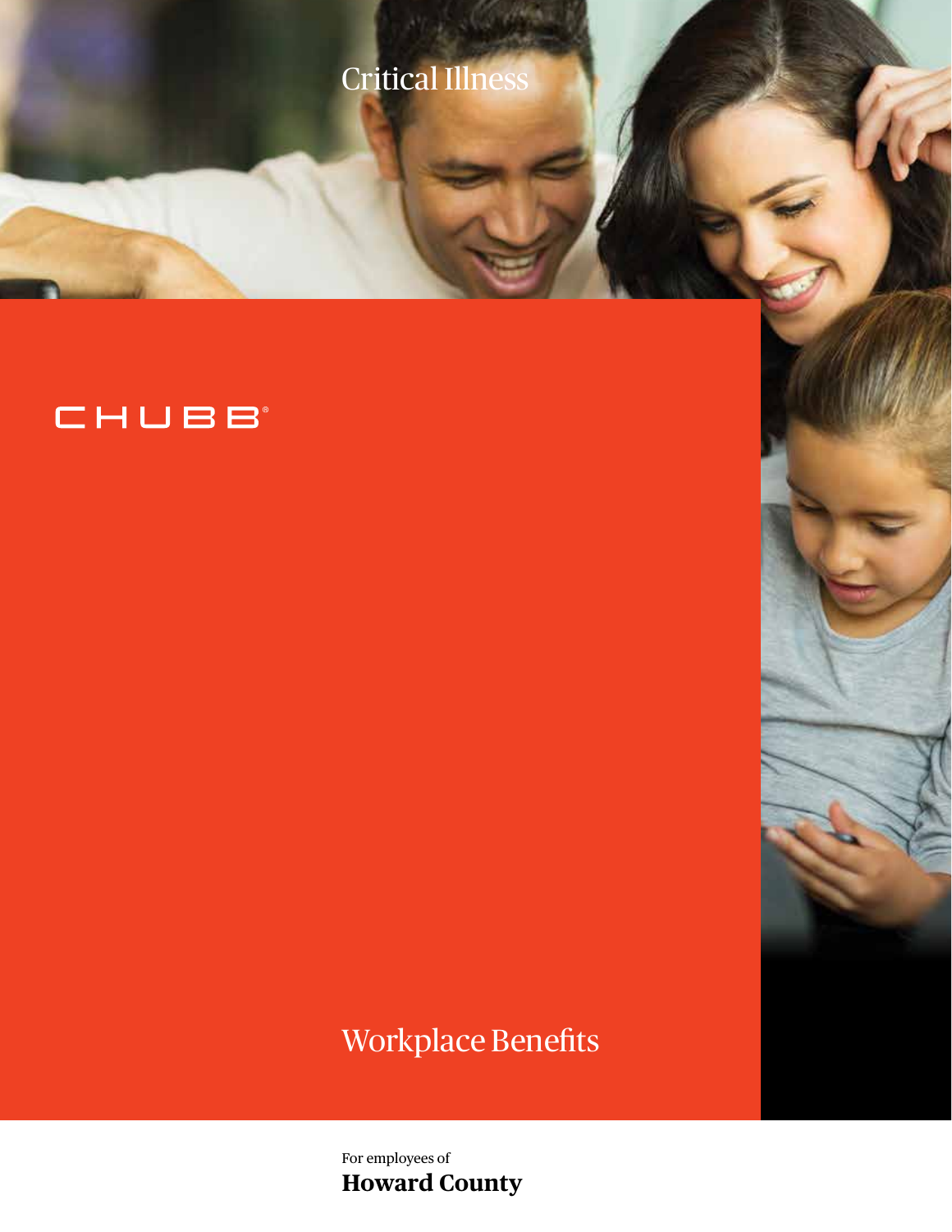# Critical Illness

CHUBB®

## Workplace Benefits

For employees of
**Howard County**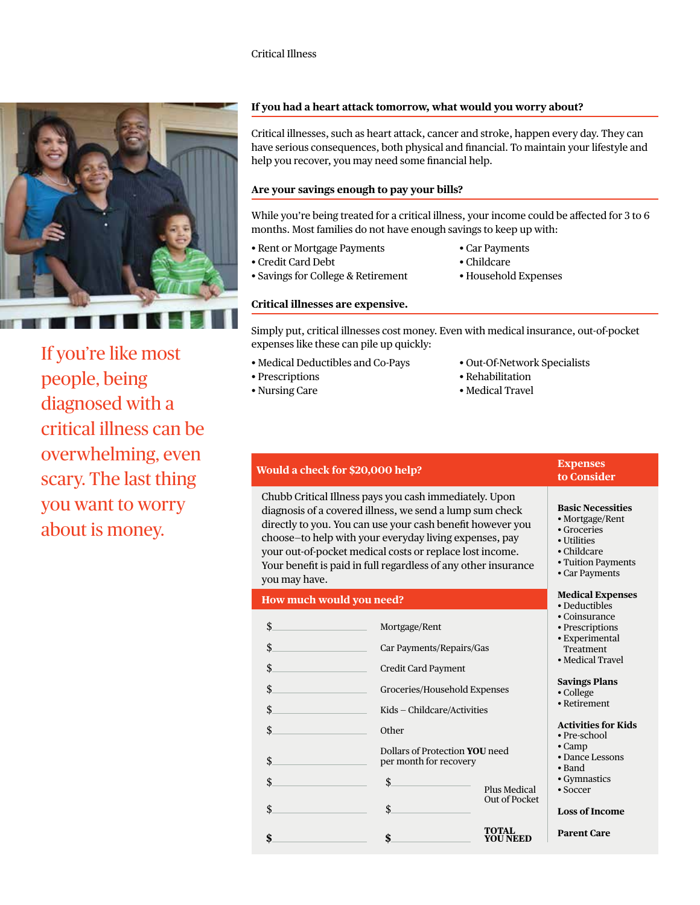If you're like most people, being diagnosed with a critical illness can be overwhelming, even scary. The last thing you want to worry about is money.

## If you had a heart attack tomorrow, what would you worry about?

Critical illnesses, such as heart attack, cancer and stroke, happen every day. They can have serious consequences, both physical and financial. To maintain your lifestyle and help you recover, you may need some financial help.

## Are your savings enough to pay your bills?

While you're being treated for a critical illness, your income could be affected for 3 to 6 months. Most families do not have enough savings to keep up with:

- Rent or Mortgage Payments
- Credit Card Debt
- Savings for College & Retirement
- Car Payments
- Childcare
- Household Expenses

## Critical illnesses are expensive.

Simply put, critical illnesses cost money. Even with medical insurance, out-of-pocket expenses like these can pile up quickly:

- Medical Deductibles and Co-Pays
- Prescriptions
- Nursing Care
- Out-Of-Network Specialists
- Rehabilitation
- Medical Travel

## Would a check for $20,000 help?

Chubb Critical Illness pays you cash immediately. Upon diagnosis of a covered illness, we send a lump sum check directly to you. You can use your cash benefit however you choose–to help with your everyday living expenses, pay your out-of-pocket medical costs or replace lost income. Your benefit is paid in full regardless of any other insurance you may have.

## How much would you need?

| | | |
|---|---|---|
| $________ | Mortgage/Rent | |
| $________ | Car Payments/Repairs/Gas | |
| $________ | Credit Card Payment | |
| $________ | Groceries/Household Expenses | |
| $________ | Kids – Childcare/Activities | |
| $________ | Other | |
| $________ | Dollars of Protection **YOU** need per month for recovery | |
| $________ | $________ | Plus Medical Out of Pocket |
| $________ | $________ | |
| **$________** | **$________** | **TOTAL YOU NEED** |

## Expenses to Consider

**Basic Necessities**
- Mortgage/Rent
- Groceries
- Utilities
- Childcare
- Tuition Payments
- Car Payments

**Medical Expenses**
- Deductibles
- Coinsurance
- Prescriptions
- Experimental Treatment
- Medical Travel

**Savings Plans**
- College
- Retirement

**Activities for Kids**
- Pre-school
- Camp
- Dance Lessons
- Band
- Gymnastics
- Soccer

**Loss of Income**

**Parent Care**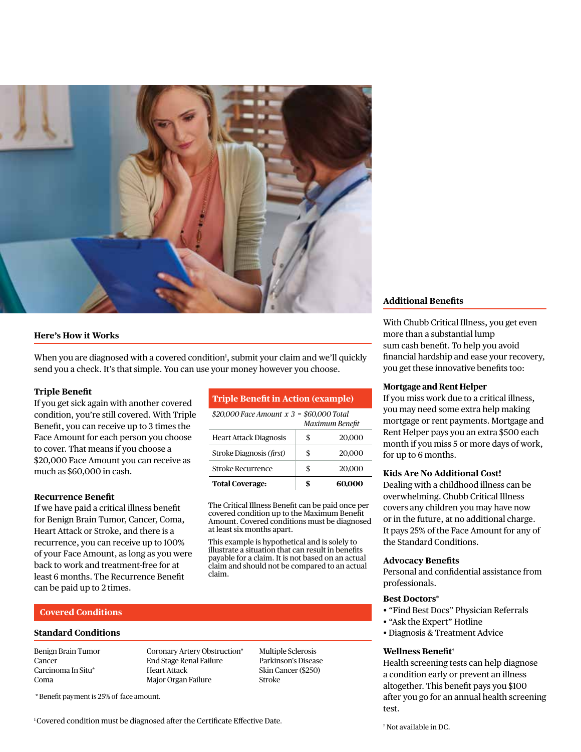## Here's How it Works

When you are diagnosed with a covered condition[1], submit your claim and we'll quickly send you a check. It's that simple. You can use your money however you choose.

### Triple Benefit

If you get sick again with another covered condition, you're still covered. With Triple Benefit, you can receive up to 3 times the Face Amount for each person you choose to cover. That means if you choose a $20,000 Face Amount you can receive as much as $60,000 in cash.

| Triple Benefit in Action (example) | | |
|---|---|---|
| *$20,000 Face Amount x 3 = $60,000 Total Maximum Benefit* | | |
| Heart Attack Diagnosis | $ | 20,000 |
| Stroke Diagnosis (*first*) | $ | 20,000 |
| Stroke Recurrence | $ | 20,000 |
| **Total Coverage:** | **$** | **60,000** |

The Critical Illness Benefit can be paid once per covered condition up to the Maximum Benefit Amount. Covered conditions must be diagnosed at least six months apart.

This example is hypothetical and is solely to illustrate a situation that can result in benefits payable for a claim. It is not based on an actual claim and should not be compared to an actual claim.

### Recurrence Benefit

If we have paid a critical illness benefit for Benign Brain Tumor, Cancer, Coma, Heart Attack or Stroke, and there is a recurrence, you can receive up to 100% of your Face Amount, as long as you were back to work and treatment-free for at least 6 months. The Recurrence Benefit can be paid up to 2 times.

## Covered Conditions

### Standard Conditions

- Benign Brain Tumor
- Cancer
- Carcinoma In Situ*
- Coma
- Coronary Artery Obstruction*
- End Stage Renal Failure
- Heart Attack
- Major Organ Failure
- Multiple Sclerosis
- Parkinson's Disease
- Skin Cancer ($250)
- Stroke

\* Benefit payment is 25% of face amount.

[1] Covered condition must be diagnosed after the Certificate Effective Date.

## Additional Benefits

With Chubb Critical Illness, you get even more than a substantial lump sum cash benefit. To help you avoid financial hardship and ease your recovery, you get these innovative benefits too:

### Mortgage and Rent Helper

If you miss work due to a critical illness, you may need some extra help making mortgage or rent payments. Mortgage and Rent Helper pays you an extra $500 each month if you miss 5 or more days of work, for up to 6 months.

### Kids Are No Additional Cost!

Dealing with a childhood illness can be overwhelming. Chubb Critical Illness covers any children you may have now or in the future, at no additional charge. It pays 25% of the Face Amount for any of the Standard Conditions.

### Advocacy Benefits

Personal and confidential assistance from professionals.

### Best Doctors®

- "Find Best Docs" Physician Referrals
- "Ask the Expert" Hotline
- Diagnosis & Treatment Advice

### Wellness Benefit†

Health screening tests can help diagnose a condition early or prevent an illness altogether. This benefit pays you $100 after you go for an annual health screening test.

† Not available in DC.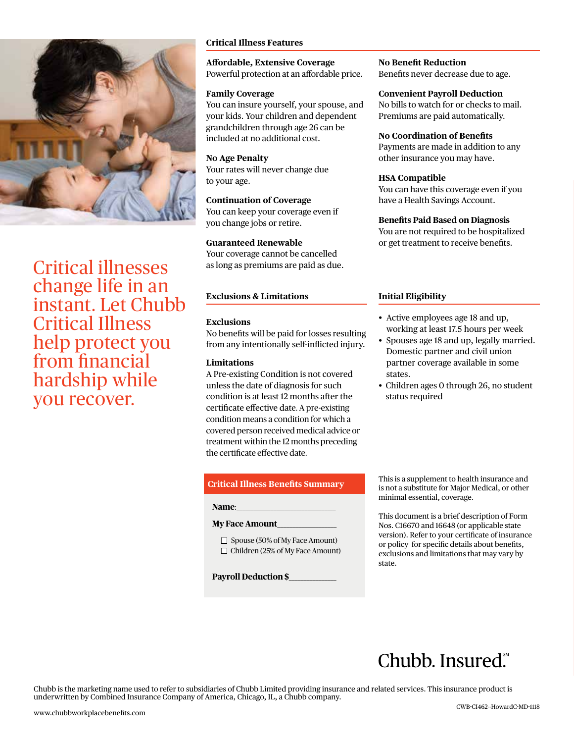Critical illnesses change life in an instant. Let Chubb Critical Illness help protect you from financial hardship while you recover.

## Critical Illness Features

**Affordable, Extensive Coverage**
Powerful protection at an affordable price.

**Family Coverage**
You can insure yourself, your spouse, and your kids. Your children and dependent grandchildren through age 26 can be included at no additional cost.

**No Age Penalty**
Your rates will never change due to your age.

**Continuation of Coverage**
You can keep your coverage even if you change jobs or retire.

**Guaranteed Renewable**
Your coverage cannot be cancelled as long as premiums are paid as due.

**No Benefit Reduction**
Benefits never decrease due to age.

**Convenient Payroll Deduction**
No bills to watch for or checks to mail. Premiums are paid automatically.

**No Coordination of Benefits**
Payments are made in addition to any other insurance you may have.

**HSA Compatible**
You can have this coverage even if you have a Health Savings Account.

**Benefits Paid Based on Diagnosis**
You are not required to be hospitalized or get treatment to receive benefits.

## Exclusions & Limitations

**Exclusions**
No benefits will be paid for losses resulting from any intentionally self-inflicted injury.

**Limitations**
A Pre-existing Condition is not covered unless the date of diagnosis for such condition is at least 12 months after the certificate effective date. A pre-existing condition means a condition for which a covered person received medical advice or treatment within the 12 months preceding the certificate effective date.

## Initial Eligibility

- Active employees age 18 and up, working at least 17.5 hours per week
- Spouses age 18 and up, legally married. Domestic partner and civil union partner coverage available in some states.
- Children ages 0 through 26, no student status required

## Critical Illness Benefits Summary

**Name**:______________________

**My Face Amount**_____________

☐ Spouse (50% of My Face Amount)
☐ Children (25% of My Face Amount)

**Payroll Deduction $**__________

This is a supplement to health insurance and is not a substitute for Major Medical, or other minimal essential, coverage.

This document is a brief description of Form Nos. C16670 and 16648 (or applicable state version). Refer to your certificate of insurance or policy for specific details about benefits, exclusions and limitations that may vary by state.

Chubb. Insured.℠

Chubb is the marketing name used to refer to subsidiaries of Chubb Limited providing insurance and related services. This insurance product is underwritten by Combined Insurance Company of America, Chicago, IL, a Chubb company.

www.chubbworkplacebenefits.com

CWB-CI462–HowardC-MD-1118